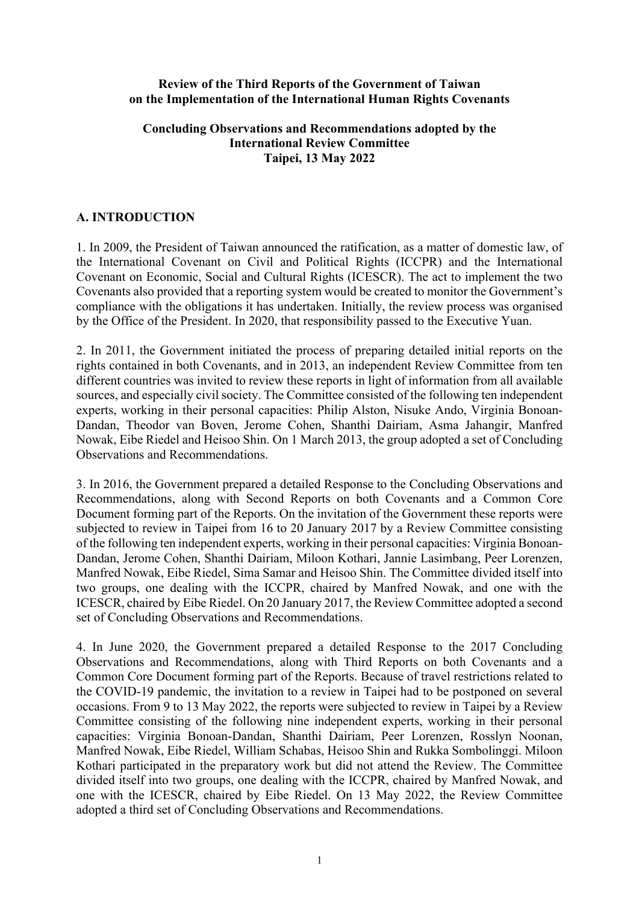**Review of the Third Reports of the Government of Taiwan on the Implementation of the International Human Rights Covenants**

**Concluding Observations and Recommendations adopted by the International Review Committee Taipei, 13 May 2022**

## A. INTRODUCTION

1. In 2009, the President of Taiwan announced the ratification, as a matter of domestic law, of the International Covenant on Civil and Political Rights (ICCPR) and the International Covenant on Economic, Social and Cultural Rights (ICESCR). The act to implement the two Covenants also provided that a reporting system would be created to monitor the Government's compliance with the obligations it has undertaken. Initially, the review process was organised by the Office of the President. In 2020, that responsibility passed to the Executive Yuan.

2. In 2011, the Government initiated the process of preparing detailed initial reports on the rights contained in both Covenants, and in 2013, an independent Review Committee from ten different countries was invited to review these reports in light of information from all available sources, and especially civil society. The Committee consisted of the following ten independent experts, working in their personal capacities: Philip Alston, Nisuke Ando, Virginia Bonoan-Dandan, Theodor van Boven, Jerome Cohen, Shanthi Dairiam, Asma Jahangir, Manfred Nowak, Eibe Riedel and Heisoo Shin. On 1 March 2013, the group adopted a set of Concluding Observations and Recommendations.

3. In 2016, the Government prepared a detailed Response to the Concluding Observations and Recommendations, along with Second Reports on both Covenants and a Common Core Document forming part of the Reports. On the invitation of the Government these reports were subjected to review in Taipei from 16 to 20 January 2017 by a Review Committee consisting of the following ten independent experts, working in their personal capacities: Virginia Bonoan-Dandan, Jerome Cohen, Shanthi Dairiam, Miloon Kothari, Jannie Lasimbang, Peer Lorenzen, Manfred Nowak, Eibe Riedel, Sima Samar and Heisoo Shin. The Committee divided itself into two groups, one dealing with the ICCPR, chaired by Manfred Nowak, and one with the ICESCR, chaired by Eibe Riedel. On 20 January 2017, the Review Committee adopted a second set of Concluding Observations and Recommendations.

4. In June 2020, the Government prepared a detailed Response to the 2017 Concluding Observations and Recommendations, along with Third Reports on both Covenants and a Common Core Document forming part of the Reports. Because of travel restrictions related to the COVID-19 pandemic, the invitation to a review in Taipei had to be postponed on several occasions. From 9 to 13 May 2022, the reports were subjected to review in Taipei by a Review Committee consisting of the following nine independent experts, working in their personal capacities: Virginia Bonoan-Dandan, Shanthi Dairiam, Peer Lorenzen, Rosslyn Noonan, Manfred Nowak, Eibe Riedel, William Schabas, Heisoo Shin and Rukka Sombolinggi. Miloon Kothari participated in the preparatory work but did not attend the Review. The Committee divided itself into two groups, one dealing with the ICCPR, chaired by Manfred Nowak, and one with the ICESCR, chaired by Eibe Riedel. On 13 May 2022, the Review Committee adopted a third set of Concluding Observations and Recommendations.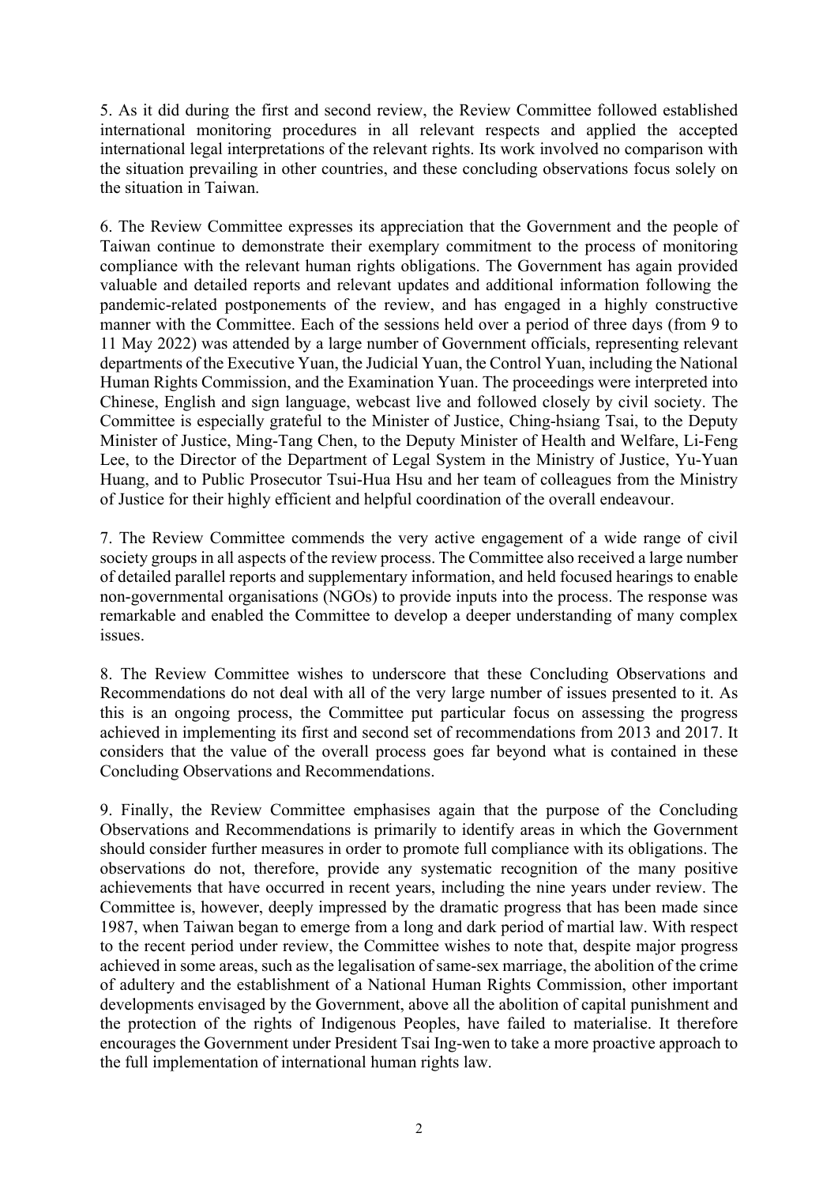5. As it did during the first and second review, the Review Committee followed established international monitoring procedures in all relevant respects and applied the accepted international legal interpretations of the relevant rights. Its work involved no comparison with the situation prevailing in other countries, and these concluding observations focus solely on the situation in Taiwan.

6. The Review Committee expresses its appreciation that the Government and the people of Taiwan continue to demonstrate their exemplary commitment to the process of monitoring compliance with the relevant human rights obligations. The Government has again provided valuable and detailed reports and relevant updates and additional information following the pandemic-related postponements of the review, and has engaged in a highly constructive manner with the Committee. Each of the sessions held over a period of three days (from 9 to 11 May 2022) was attended by a large number of Government officials, representing relevant departments of the Executive Yuan, the Judicial Yuan, the Control Yuan, including the National Human Rights Commission, and the Examination Yuan. The proceedings were interpreted into Chinese, English and sign language, webcast live and followed closely by civil society. The Committee is especially grateful to the Minister of Justice, Ching-hsiang Tsai, to the Deputy Minister of Justice, Ming-Tang Chen, to the Deputy Minister of Health and Welfare, Li-Feng Lee, to the Director of the Department of Legal System in the Ministry of Justice, Yu-Yuan Huang, and to Public Prosecutor Tsui-Hua Hsu and her team of colleagues from the Ministry of Justice for their highly efficient and helpful coordination of the overall endeavour.

7. The Review Committee commends the very active engagement of a wide range of civil society groups in all aspects of the review process. The Committee also received a large number of detailed parallel reports and supplementary information, and held focused hearings to enable non-governmental organisations (NGOs) to provide inputs into the process. The response was remarkable and enabled the Committee to develop a deeper understanding of many complex issues.

8. The Review Committee wishes to underscore that these Concluding Observations and Recommendations do not deal with all of the very large number of issues presented to it. As this is an ongoing process, the Committee put particular focus on assessing the progress achieved in implementing its first and second set of recommendations from 2013 and 2017. It considers that the value of the overall process goes far beyond what is contained in these Concluding Observations and Recommendations.

9. Finally, the Review Committee emphasises again that the purpose of the Concluding Observations and Recommendations is primarily to identify areas in which the Government should consider further measures in order to promote full compliance with its obligations. The observations do not, therefore, provide any systematic recognition of the many positive achievements that have occurred in recent years, including the nine years under review. The Committee is, however, deeply impressed by the dramatic progress that has been made since 1987, when Taiwan began to emerge from a long and dark period of martial law. With respect to the recent period under review, the Committee wishes to note that, despite major progress achieved in some areas, such as the legalisation of same-sex marriage, the abolition of the crime of adultery and the establishment of a National Human Rights Commission, other important developments envisaged by the Government, above all the abolition of capital punishment and the protection of the rights of Indigenous Peoples, have failed to materialise. It therefore encourages the Government under President Tsai Ing-wen to take a more proactive approach to the full implementation of international human rights law.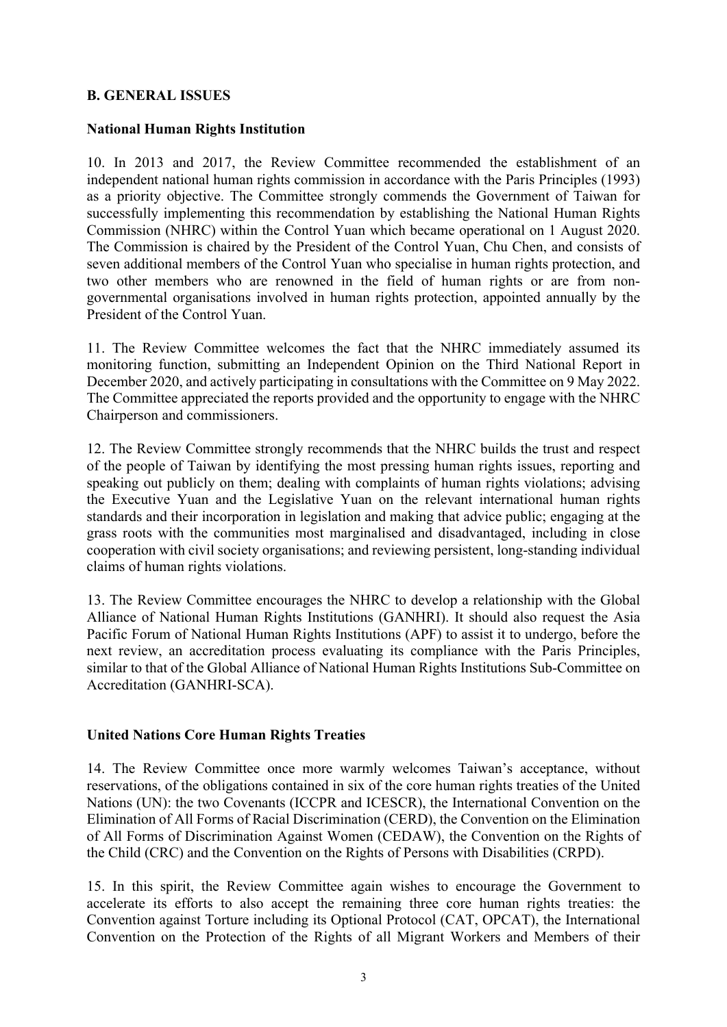## B. GENERAL ISSUES

### National Human Rights Institution

10. In 2013 and 2017, the Review Committee recommended the establishment of an independent national human rights commission in accordance with the Paris Principles (1993) as a priority objective. The Committee strongly commends the Government of Taiwan for successfully implementing this recommendation by establishing the National Human Rights Commission (NHRC) within the Control Yuan which became operational on 1 August 2020. The Commission is chaired by the President of the Control Yuan, Chu Chen, and consists of seven additional members of the Control Yuan who specialise in human rights protection, and two other members who are renowned in the field of human rights or are from non-governmental organisations involved in human rights protection, appointed annually by the President of the Control Yuan.

11. The Review Committee welcomes the fact that the NHRC immediately assumed its monitoring function, submitting an Independent Opinion on the Third National Report in December 2020, and actively participating in consultations with the Committee on 9 May 2022. The Committee appreciated the reports provided and the opportunity to engage with the NHRC Chairperson and commissioners.

12. The Review Committee strongly recommends that the NHRC builds the trust and respect of the people of Taiwan by identifying the most pressing human rights issues, reporting and speaking out publicly on them; dealing with complaints of human rights violations; advising the Executive Yuan and the Legislative Yuan on the relevant international human rights standards and their incorporation in legislation and making that advice public; engaging at the grass roots with the communities most marginalised and disadvantaged, including in close cooperation with civil society organisations; and reviewing persistent, long-standing individual claims of human rights violations.

13. The Review Committee encourages the NHRC to develop a relationship with the Global Alliance of National Human Rights Institutions (GANHRI). It should also request the Asia Pacific Forum of National Human Rights Institutions (APF) to assist it to undergo, before the next review, an accreditation process evaluating its compliance with the Paris Principles, similar to that of the Global Alliance of National Human Rights Institutions Sub-Committee on Accreditation (GANHRI-SCA).

### United Nations Core Human Rights Treaties

14. The Review Committee once more warmly welcomes Taiwan's acceptance, without reservations, of the obligations contained in six of the core human rights treaties of the United Nations (UN): the two Covenants (ICCPR and ICESCR), the International Convention on the Elimination of All Forms of Racial Discrimination (CERD), the Convention on the Elimination of All Forms of Discrimination Against Women (CEDAW), the Convention on the Rights of the Child (CRC) and the Convention on the Rights of Persons with Disabilities (CRPD).

15. In this spirit, the Review Committee again wishes to encourage the Government to accelerate its efforts to also accept the remaining three core human rights treaties: the Convention against Torture including its Optional Protocol (CAT, OPCAT), the International Convention on the Protection of the Rights of all Migrant Workers and Members of their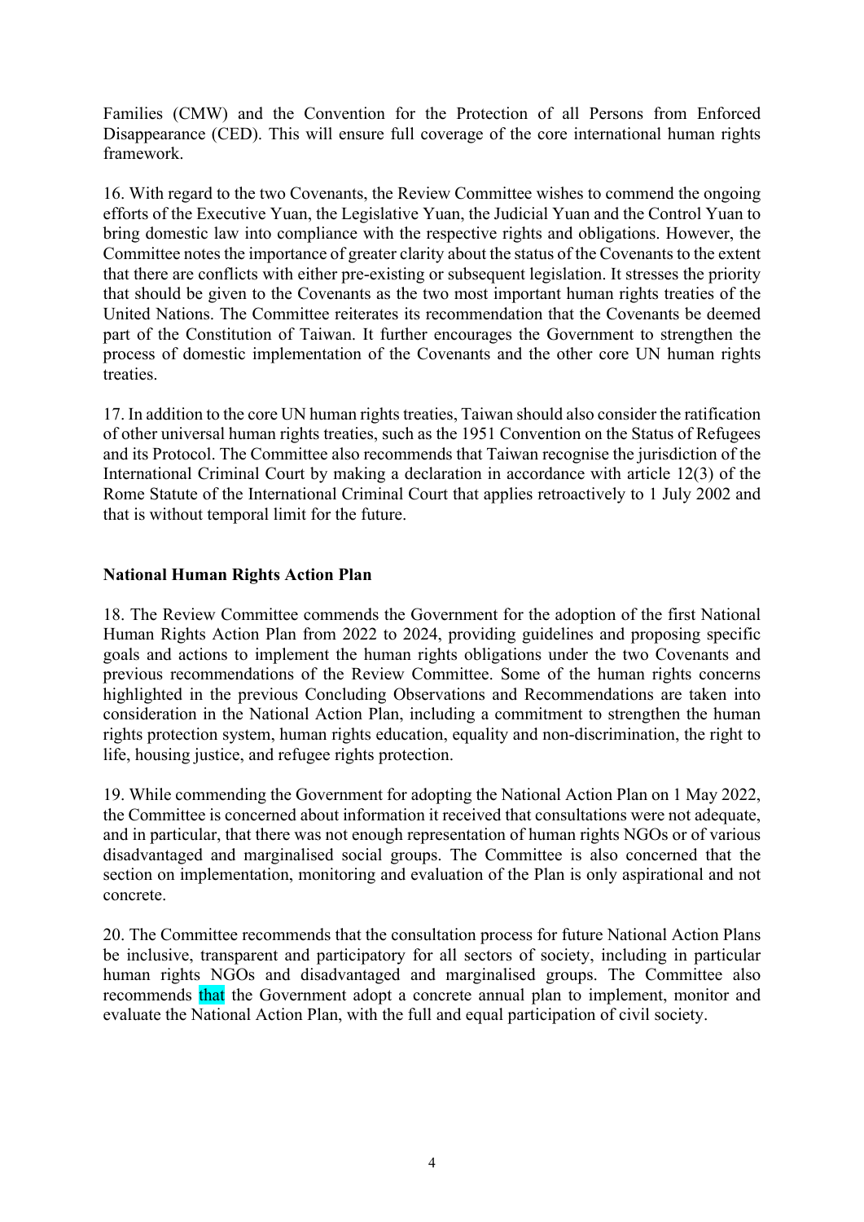Families (CMW) and the Convention for the Protection of all Persons from Enforced Disappearance (CED). This will ensure full coverage of the core international human rights framework.

16. With regard to the two Covenants, the Review Committee wishes to commend the ongoing efforts of the Executive Yuan, the Legislative Yuan, the Judicial Yuan and the Control Yuan to bring domestic law into compliance with the respective rights and obligations. However, the Committee notes the importance of greater clarity about the status of the Covenants to the extent that there are conflicts with either pre-existing or subsequent legislation. It stresses the priority that should be given to the Covenants as the two most important human rights treaties of the United Nations. The Committee reiterates its recommendation that the Covenants be deemed part of the Constitution of Taiwan. It further encourages the Government to strengthen the process of domestic implementation of the Covenants and the other core UN human rights treaties.

17. In addition to the core UN human rights treaties, Taiwan should also consider the ratification of other universal human rights treaties, such as the 1951 Convention on the Status of Refugees and its Protocol. The Committee also recommends that Taiwan recognise the jurisdiction of the International Criminal Court by making a declaration in accordance with article 12(3) of the Rome Statute of the International Criminal Court that applies retroactively to 1 July 2002 and that is without temporal limit for the future.

**National Human Rights Action Plan**

18. The Review Committee commends the Government for the adoption of the first National Human Rights Action Plan from 2022 to 2024, providing guidelines and proposing specific goals and actions to implement the human rights obligations under the two Covenants and previous recommendations of the Review Committee. Some of the human rights concerns highlighted in the previous Concluding Observations and Recommendations are taken into consideration in the National Action Plan, including a commitment to strengthen the human rights protection system, human rights education, equality and non-discrimination, the right to life, housing justice, and refugee rights protection.

19. While commending the Government for adopting the National Action Plan on 1 May 2022, the Committee is concerned about information it received that consultations were not adequate, and in particular, that there was not enough representation of human rights NGOs or of various disadvantaged and marginalised social groups. The Committee is also concerned that the section on implementation, monitoring and evaluation of the Plan is only aspirational and not concrete.

20. The Committee recommends that the consultation process for future National Action Plans be inclusive, transparent and participatory for all sectors of society, including in particular human rights NGOs and disadvantaged and marginalised groups. The Committee also recommends that the Government adopt a concrete annual plan to implement, monitor and evaluate the National Action Plan, with the full and equal participation of civil society.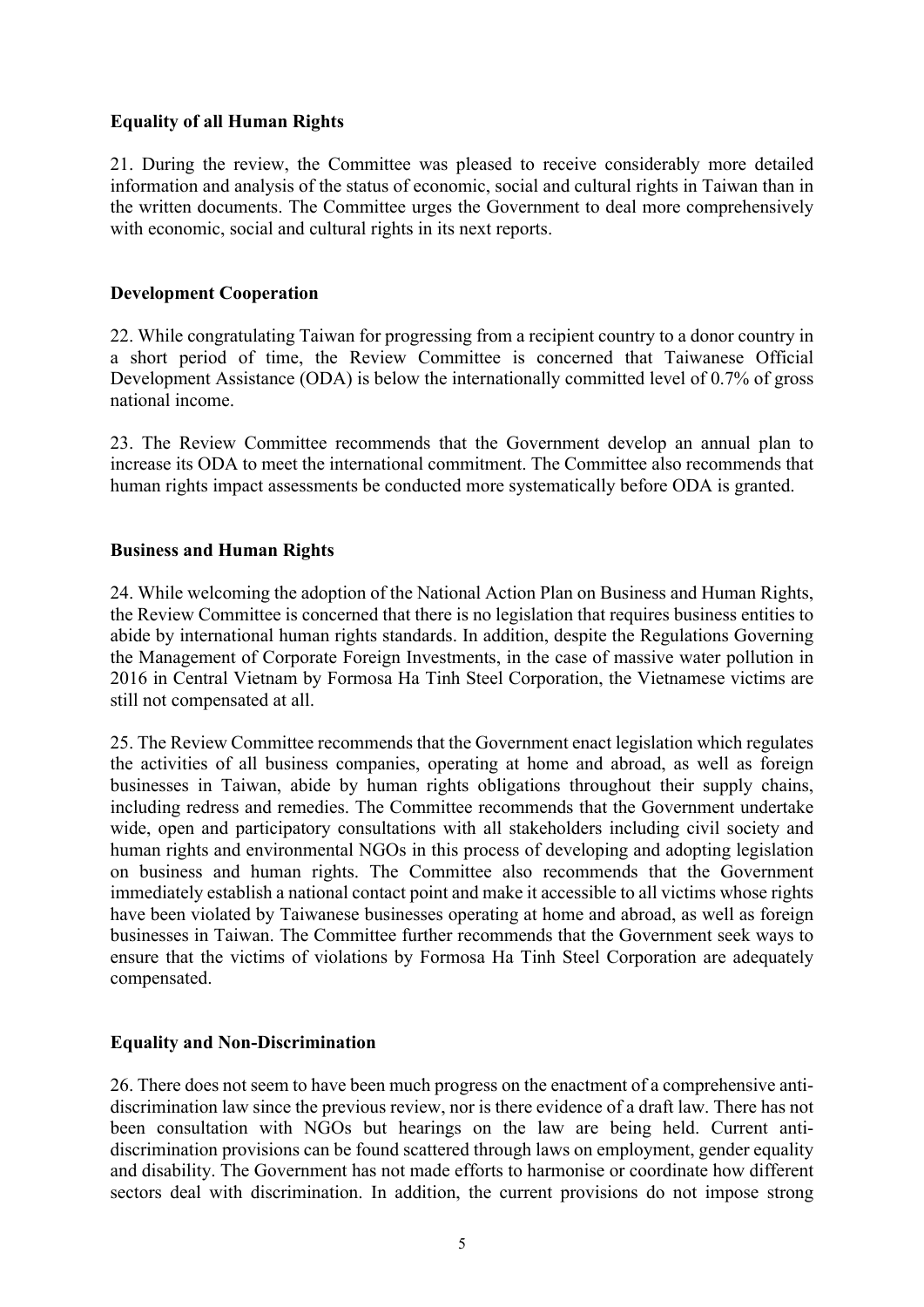**Equality of all Human Rights**

21. During the review, the Committee was pleased to receive considerably more detailed information and analysis of the status of economic, social and cultural rights in Taiwan than in the written documents. The Committee urges the Government to deal more comprehensively with economic, social and cultural rights in its next reports.

**Development Cooperation**

22. While congratulating Taiwan for progressing from a recipient country to a donor country in a short period of time, the Review Committee is concerned that Taiwanese Official Development Assistance (ODA) is below the internationally committed level of 0.7% of gross national income.

23. The Review Committee recommends that the Government develop an annual plan to increase its ODA to meet the international commitment. The Committee also recommends that human rights impact assessments be conducted more systematically before ODA is granted.

**Business and Human Rights**

24. While welcoming the adoption of the National Action Plan on Business and Human Rights, the Review Committee is concerned that there is no legislation that requires business entities to abide by international human rights standards. In addition, despite the Regulations Governing the Management of Corporate Foreign Investments, in the case of massive water pollution in 2016 in Central Vietnam by Formosa Ha Tinh Steel Corporation, the Vietnamese victims are still not compensated at all.

25. The Review Committee recommends that the Government enact legislation which regulates the activities of all business companies, operating at home and abroad, as well as foreign businesses in Taiwan, abide by human rights obligations throughout their supply chains, including redress and remedies. The Committee recommends that the Government undertake wide, open and participatory consultations with all stakeholders including civil society and human rights and environmental NGOs in this process of developing and adopting legislation on business and human rights. The Committee also recommends that the Government immediately establish a national contact point and make it accessible to all victims whose rights have been violated by Taiwanese businesses operating at home and abroad, as well as foreign businesses in Taiwan. The Committee further recommends that the Government seek ways to ensure that the victims of violations by Formosa Ha Tinh Steel Corporation are adequately compensated.

**Equality and Non-Discrimination**

26. There does not seem to have been much progress on the enactment of a comprehensive anti-discrimination law since the previous review, nor is there evidence of a draft law. There has not been consultation with NGOs but hearings on the law are being held. Current anti-discrimination provisions can be found scattered through laws on employment, gender equality and disability. The Government has not made efforts to harmonise or coordinate how different sectors deal with discrimination. In addition, the current provisions do not impose strong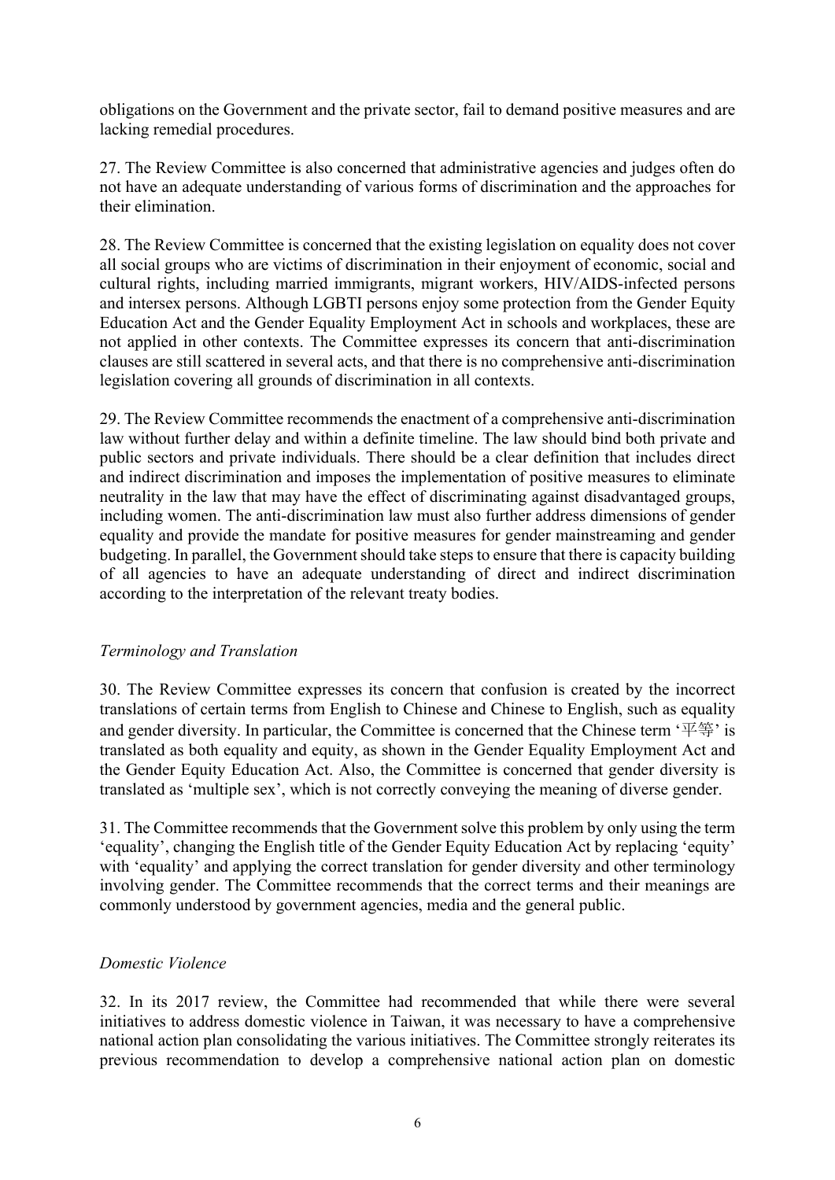obligations on the Government and the private sector, fail to demand positive measures and are lacking remedial procedures.

27. The Review Committee is also concerned that administrative agencies and judges often do not have an adequate understanding of various forms of discrimination and the approaches for their elimination.

28. The Review Committee is concerned that the existing legislation on equality does not cover all social groups who are victims of discrimination in their enjoyment of economic, social and cultural rights, including married immigrants, migrant workers, HIV/AIDS-infected persons and intersex persons. Although LGBTI persons enjoy some protection from the Gender Equity Education Act and the Gender Equality Employment Act in schools and workplaces, these are not applied in other contexts. The Committee expresses its concern that anti-discrimination clauses are still scattered in several acts, and that there is no comprehensive anti-discrimination legislation covering all grounds of discrimination in all contexts.

29. The Review Committee recommends the enactment of a comprehensive anti-discrimination law without further delay and within a definite timeline. The law should bind both private and public sectors and private individuals. There should be a clear definition that includes direct and indirect discrimination and imposes the implementation of positive measures to eliminate neutrality in the law that may have the effect of discriminating against disadvantaged groups, including women. The anti-discrimination law must also further address dimensions of gender equality and provide the mandate for positive measures for gender mainstreaming and gender budgeting. In parallel, the Government should take steps to ensure that there is capacity building of all agencies to have an adequate understanding of direct and indirect discrimination according to the interpretation of the relevant treaty bodies.

*Terminology and Translation*

30. The Review Committee expresses its concern that confusion is created by the incorrect translations of certain terms from English to Chinese and Chinese to English, such as equality and gender diversity. In particular, the Committee is concerned that the Chinese term '平等' is translated as both equality and equity, as shown in the Gender Equality Employment Act and the Gender Equity Education Act. Also, the Committee is concerned that gender diversity is translated as 'multiple sex', which is not correctly conveying the meaning of diverse gender.

31. The Committee recommends that the Government solve this problem by only using the term 'equality', changing the English title of the Gender Equity Education Act by replacing 'equity' with 'equality' and applying the correct translation for gender diversity and other terminology involving gender. The Committee recommends that the correct terms and their meanings are commonly understood by government agencies, media and the general public.

*Domestic Violence*

32. In its 2017 review, the Committee had recommended that while there were several initiatives to address domestic violence in Taiwan, it was necessary to have a comprehensive national action plan consolidating the various initiatives. The Committee strongly reiterates its previous recommendation to develop a comprehensive national action plan on domestic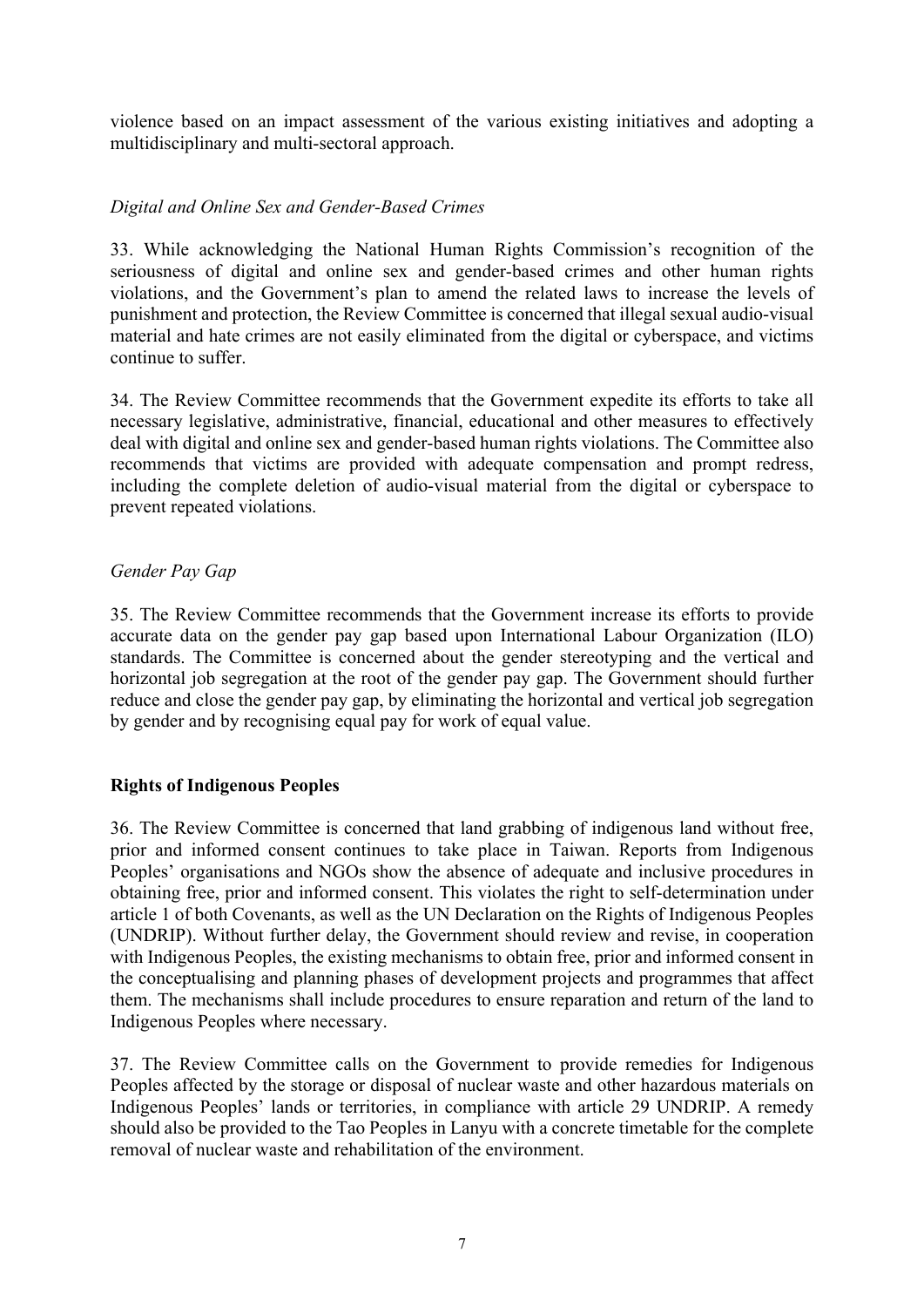violence based on an impact assessment of the various existing initiatives and adopting a multidisciplinary and multi-sectoral approach.

*Digital and Online Sex and Gender-Based Crimes*

33. While acknowledging the National Human Rights Commission's recognition of the seriousness of digital and online sex and gender-based crimes and other human rights violations, and the Government's plan to amend the related laws to increase the levels of punishment and protection, the Review Committee is concerned that illegal sexual audio-visual material and hate crimes are not easily eliminated from the digital or cyberspace, and victims continue to suffer.

34. The Review Committee recommends that the Government expedite its efforts to take all necessary legislative, administrative, financial, educational and other measures to effectively deal with digital and online sex and gender-based human rights violations. The Committee also recommends that victims are provided with adequate compensation and prompt redress, including the complete deletion of audio-visual material from the digital or cyberspace to prevent repeated violations.

*Gender Pay Gap*

35. The Review Committee recommends that the Government increase its efforts to provide accurate data on the gender pay gap based upon International Labour Organization (ILO) standards. The Committee is concerned about the gender stereotyping and the vertical and horizontal job segregation at the root of the gender pay gap. The Government should further reduce and close the gender pay gap, by eliminating the horizontal and vertical job segregation by gender and by recognising equal pay for work of equal value.

**Rights of Indigenous Peoples**

36. The Review Committee is concerned that land grabbing of indigenous land without free, prior and informed consent continues to take place in Taiwan. Reports from Indigenous Peoples' organisations and NGOs show the absence of adequate and inclusive procedures in obtaining free, prior and informed consent. This violates the right to self-determination under article 1 of both Covenants, as well as the UN Declaration on the Rights of Indigenous Peoples (UNDRIP). Without further delay, the Government should review and revise, in cooperation with Indigenous Peoples, the existing mechanisms to obtain free, prior and informed consent in the conceptualising and planning phases of development projects and programmes that affect them. The mechanisms shall include procedures to ensure reparation and return of the land to Indigenous Peoples where necessary.

37. The Review Committee calls on the Government to provide remedies for Indigenous Peoples affected by the storage or disposal of nuclear waste and other hazardous materials on Indigenous Peoples' lands or territories, in compliance with article 29 UNDRIP. A remedy should also be provided to the Tao Peoples in Lanyu with a concrete timetable for the complete removal of nuclear waste and rehabilitation of the environment.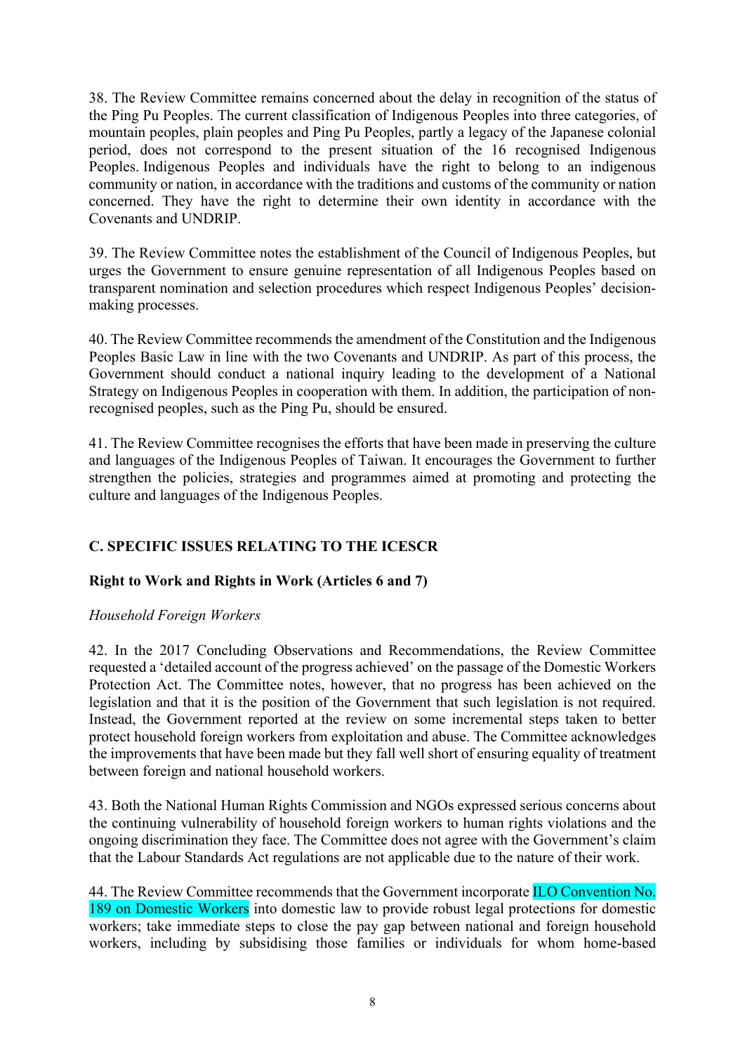38. The Review Committee remains concerned about the delay in recognition of the status of the Ping Pu Peoples. The current classification of Indigenous Peoples into three categories, of mountain peoples, plain peoples and Ping Pu Peoples, partly a legacy of the Japanese colonial period, does not correspond to the present situation of the 16 recognised Indigenous Peoples. Indigenous Peoples and individuals have the right to belong to an indigenous community or nation, in accordance with the traditions and customs of the community or nation concerned. They have the right to determine their own identity in accordance with the Covenants and UNDRIP.

39. The Review Committee notes the establishment of the Council of Indigenous Peoples, but urges the Government to ensure genuine representation of all Indigenous Peoples based on transparent nomination and selection procedures which respect Indigenous Peoples' decision-making processes.

40. The Review Committee recommends the amendment of the Constitution and the Indigenous Peoples Basic Law in line with the two Covenants and UNDRIP. As part of this process, the Government should conduct a national inquiry leading to the development of a National Strategy on Indigenous Peoples in cooperation with them. In addition, the participation of non-recognised peoples, such as the Ping Pu, should be ensured.

41. The Review Committee recognises the efforts that have been made in preserving the culture and languages of the Indigenous Peoples of Taiwan. It encourages the Government to further strengthen the policies, strategies and programmes aimed at promoting and protecting the culture and languages of the Indigenous Peoples.

## C. SPECIFIC ISSUES RELATING TO THE ICESCR

### Right to Work and Rights in Work (Articles 6 and 7)

*Household Foreign Workers*

42. In the 2017 Concluding Observations and Recommendations, the Review Committee requested a 'detailed account of the progress achieved' on the passage of the Domestic Workers Protection Act. The Committee notes, however, that no progress has been achieved on the legislation and that it is the position of the Government that such legislation is not required. Instead, the Government reported at the review on some incremental steps taken to better protect household foreign workers from exploitation and abuse. The Committee acknowledges the improvements that have been made but they fall well short of ensuring equality of treatment between foreign and national household workers.

43. Both the National Human Rights Commission and NGOs expressed serious concerns about the continuing vulnerability of household foreign workers to human rights violations and the ongoing discrimination they face. The Committee does not agree with the Government's claim that the Labour Standards Act regulations are not applicable due to the nature of their work.

44. The Review Committee recommends that the Government incorporate ILO Convention No. 189 on Domestic Workers into domestic law to provide robust legal protections for domestic workers; take immediate steps to close the pay gap between national and foreign household workers, including by subsidising those families or individuals for whom home-based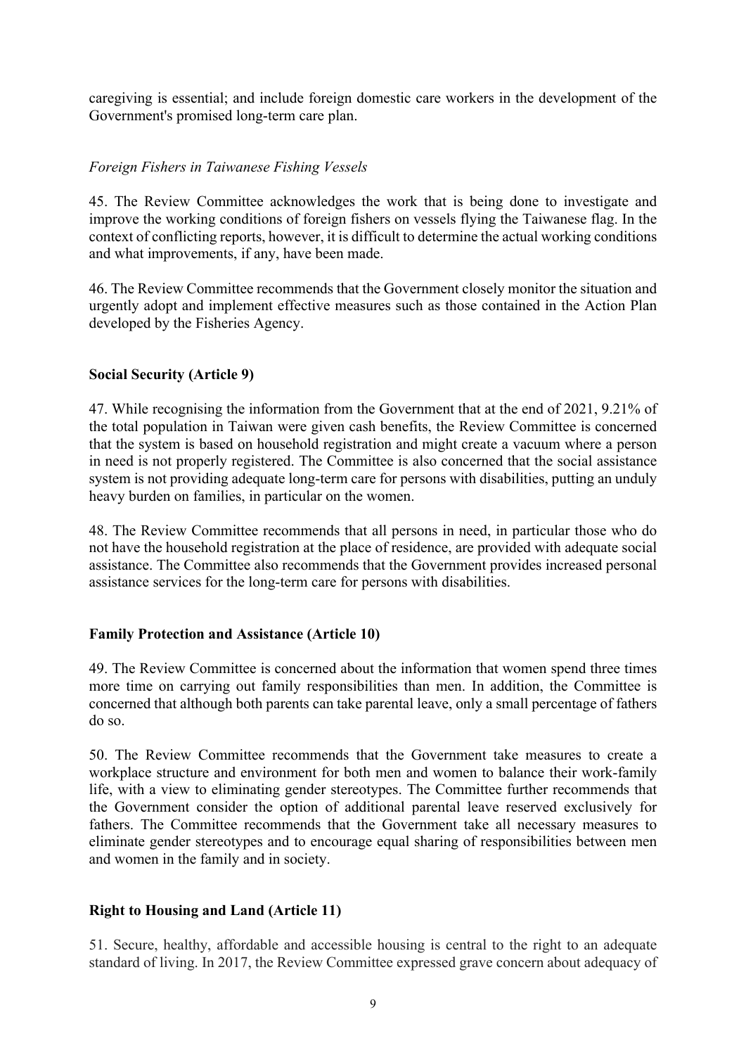caregiving is essential; and include foreign domestic care workers in the development of the Government's promised long-term care plan.

*Foreign Fishers in Taiwanese Fishing Vessels*

45. The Review Committee acknowledges the work that is being done to investigate and improve the working conditions of foreign fishers on vessels flying the Taiwanese flag. In the context of conflicting reports, however, it is difficult to determine the actual working conditions and what improvements, if any, have been made.

46. The Review Committee recommends that the Government closely monitor the situation and urgently adopt and implement effective measures such as those contained in the Action Plan developed by the Fisheries Agency.

**Social Security (Article 9)**

47. While recognising the information from the Government that at the end of 2021, 9.21% of the total population in Taiwan were given cash benefits, the Review Committee is concerned that the system is based on household registration and might create a vacuum where a person in need is not properly registered. The Committee is also concerned that the social assistance system is not providing adequate long-term care for persons with disabilities, putting an unduly heavy burden on families, in particular on the women.

48. The Review Committee recommends that all persons in need, in particular those who do not have the household registration at the place of residence, are provided with adequate social assistance. The Committee also recommends that the Government provides increased personal assistance services for the long-term care for persons with disabilities.

**Family Protection and Assistance (Article 10)**

49. The Review Committee is concerned about the information that women spend three times more time on carrying out family responsibilities than men. In addition, the Committee is concerned that although both parents can take parental leave, only a small percentage of fathers do so.

50. The Review Committee recommends that the Government take measures to create a workplace structure and environment for both men and women to balance their work-family life, with a view to eliminating gender stereotypes. The Committee further recommends that the Government consider the option of additional parental leave reserved exclusively for fathers. The Committee recommends that the Government take all necessary measures to eliminate gender stereotypes and to encourage equal sharing of responsibilities between men and women in the family and in society.

**Right to Housing and Land (Article 11)**

51. Secure, healthy, affordable and accessible housing is central to the right to an adequate standard of living. In 2017, the Review Committee expressed grave concern about adequacy of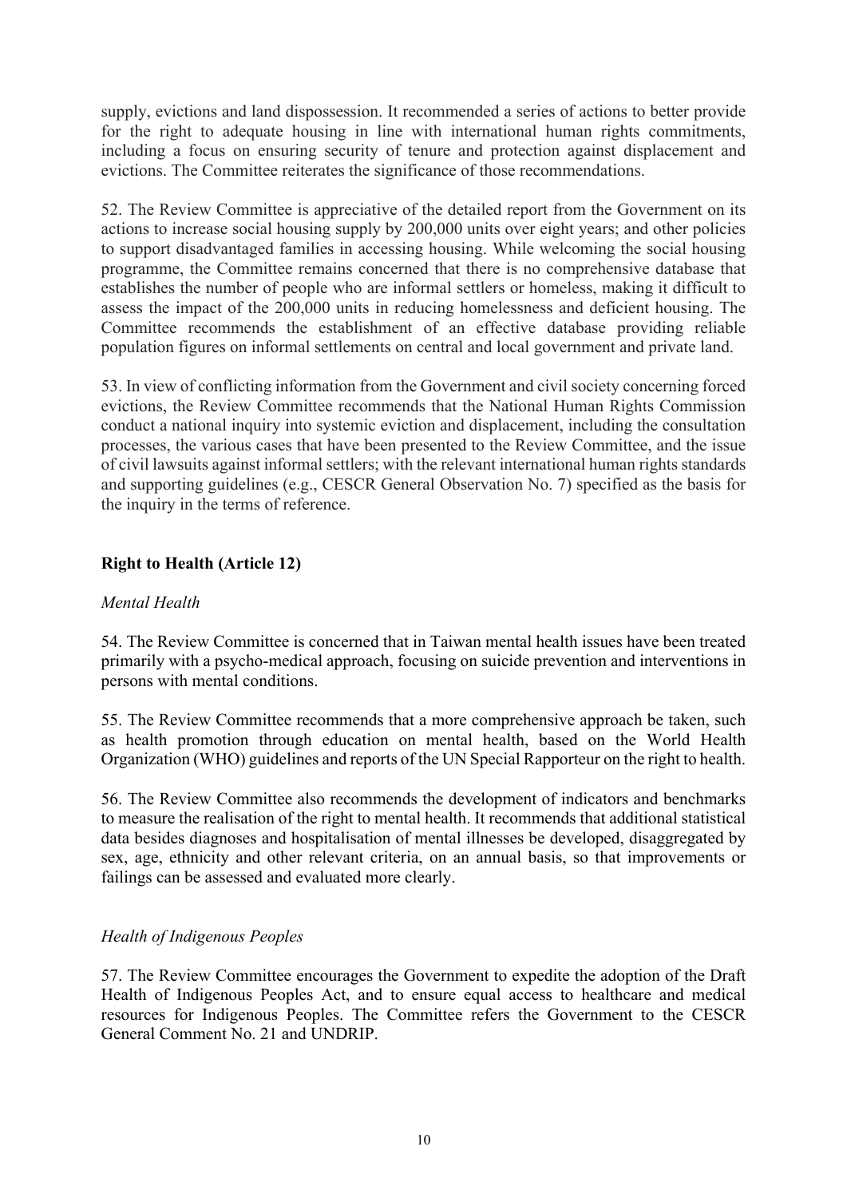supply, evictions and land dispossession. It recommended a series of actions to better provide for the right to adequate housing in line with international human rights commitments, including a focus on ensuring security of tenure and protection against displacement and evictions. The Committee reiterates the significance of those recommendations.

52. The Review Committee is appreciative of the detailed report from the Government on its actions to increase social housing supply by 200,000 units over eight years; and other policies to support disadvantaged families in accessing housing. While welcoming the social housing programme, the Committee remains concerned that there is no comprehensive database that establishes the number of people who are informal settlers or homeless, making it difficult to assess the impact of the 200,000 units in reducing homelessness and deficient housing. The Committee recommends the establishment of an effective database providing reliable population figures on informal settlements on central and local government and private land.

53. In view of conflicting information from the Government and civil society concerning forced evictions, the Review Committee recommends that the National Human Rights Commission conduct a national inquiry into systemic eviction and displacement, including the consultation processes, the various cases that have been presented to the Review Committee, and the issue of civil lawsuits against informal settlers; with the relevant international human rights standards and supporting guidelines (e.g., CESCR General Observation No. 7) specified as the basis for the inquiry in the terms of reference.

## Right to Health (Article 12)

### *Mental Health*

54. The Review Committee is concerned that in Taiwan mental health issues have been treated primarily with a psycho-medical approach, focusing on suicide prevention and interventions in persons with mental conditions.

55. The Review Committee recommends that a more comprehensive approach be taken, such as health promotion through education on mental health, based on the World Health Organization (WHO) guidelines and reports of the UN Special Rapporteur on the right to health.

56. The Review Committee also recommends the development of indicators and benchmarks to measure the realisation of the right to mental health. It recommends that additional statistical data besides diagnoses and hospitalisation of mental illnesses be developed, disaggregated by sex, age, ethnicity and other relevant criteria, on an annual basis, so that improvements or failings can be assessed and evaluated more clearly.

### *Health of Indigenous Peoples*

57. The Review Committee encourages the Government to expedite the adoption of the Draft Health of Indigenous Peoples Act, and to ensure equal access to healthcare and medical resources for Indigenous Peoples. The Committee refers the Government to the CESCR General Comment No. 21 and UNDRIP.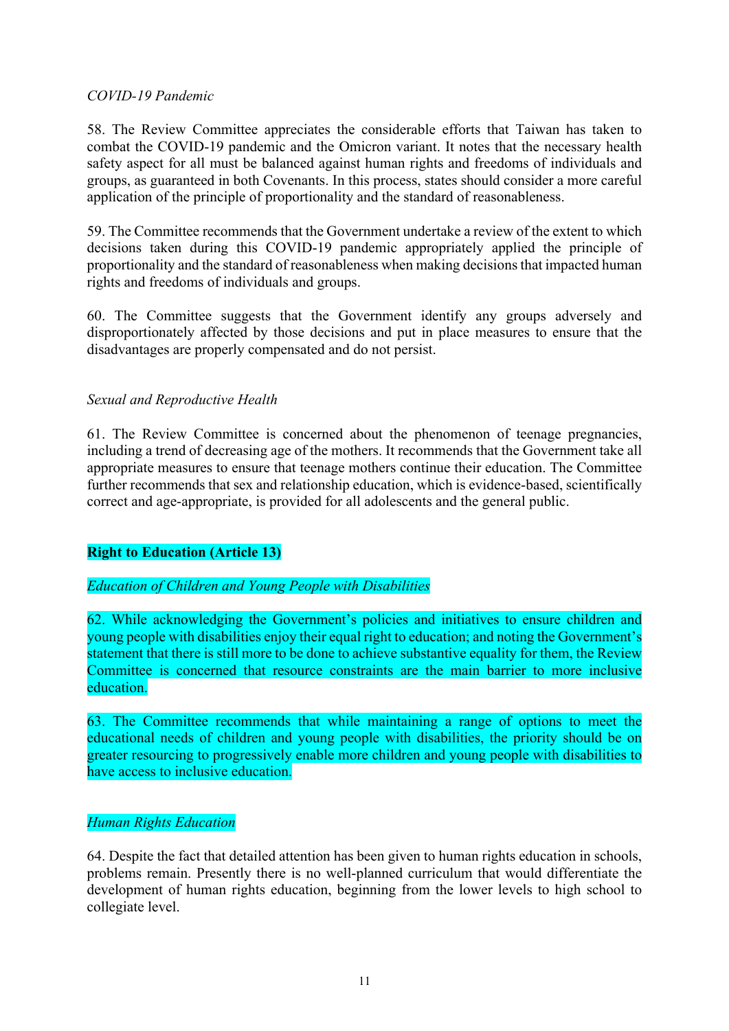*COVID-19 Pandemic*

58. The Review Committee appreciates the considerable efforts that Taiwan has taken to combat the COVID-19 pandemic and the Omicron variant. It notes that the necessary health safety aspect for all must be balanced against human rights and freedoms of individuals and groups, as guaranteed in both Covenants. In this process, states should consider a more careful application of the principle of proportionality and the standard of reasonableness.

59. The Committee recommends that the Government undertake a review of the extent to which decisions taken during this COVID-19 pandemic appropriately applied the principle of proportionality and the standard of reasonableness when making decisions that impacted human rights and freedoms of individuals and groups.

60. The Committee suggests that the Government identify any groups adversely and disproportionately affected by those decisions and put in place measures to ensure that the disadvantages are properly compensated and do not persist.

*Sexual and Reproductive Health*

61. The Review Committee is concerned about the phenomenon of teenage pregnancies, including a trend of decreasing age of the mothers. It recommends that the Government take all appropriate measures to ensure that teenage mothers continue their education. The Committee further recommends that sex and relationship education, which is evidence-based, scientifically correct and age-appropriate, is provided for all adolescents and the general public.

**Right to Education (Article 13)**

*Education of Children and Young People with Disabilities*

62. While acknowledging the Government's policies and initiatives to ensure children and young people with disabilities enjoy their equal right to education; and noting the Government's statement that there is still more to be done to achieve substantive equality for them, the Review Committee is concerned that resource constraints are the main barrier to more inclusive education.

63. The Committee recommends that while maintaining a range of options to meet the educational needs of children and young people with disabilities, the priority should be on greater resourcing to progressively enable more children and young people with disabilities to have access to inclusive education.

*Human Rights Education*

64. Despite the fact that detailed attention has been given to human rights education in schools, problems remain. Presently there is no well-planned curriculum that would differentiate the development of human rights education, beginning from the lower levels to high school to collegiate level.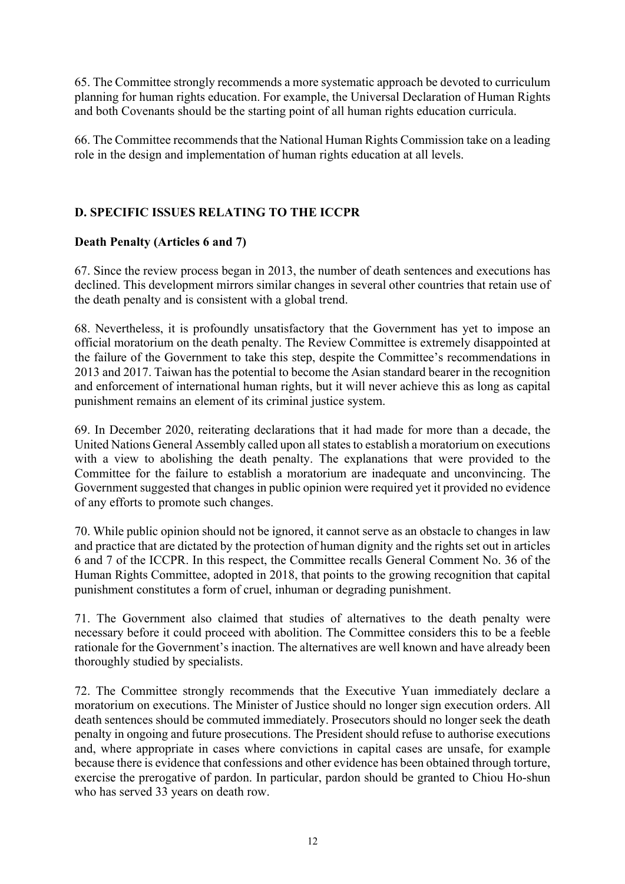65. The Committee strongly recommends a more systematic approach be devoted to curriculum planning for human rights education. For example, the Universal Declaration of Human Rights and both Covenants should be the starting point of all human rights education curricula.

66. The Committee recommends that the National Human Rights Commission take on a leading role in the design and implementation of human rights education at all levels.

## D. SPECIFIC ISSUES RELATING TO THE ICCPR

### Death Penalty (Articles 6 and 7)

67. Since the review process began in 2013, the number of death sentences and executions has declined. This development mirrors similar changes in several other countries that retain use of the death penalty and is consistent with a global trend.

68. Nevertheless, it is profoundly unsatisfactory that the Government has yet to impose an official moratorium on the death penalty. The Review Committee is extremely disappointed at the failure of the Government to take this step, despite the Committee's recommendations in 2013 and 2017. Taiwan has the potential to become the Asian standard bearer in the recognition and enforcement of international human rights, but it will never achieve this as long as capital punishment remains an element of its criminal justice system.

69. In December 2020, reiterating declarations that it had made for more than a decade, the United Nations General Assembly called upon all states to establish a moratorium on executions with a view to abolishing the death penalty. The explanations that were provided to the Committee for the failure to establish a moratorium are inadequate and unconvincing. The Government suggested that changes in public opinion were required yet it provided no evidence of any efforts to promote such changes.

70. While public opinion should not be ignored, it cannot serve as an obstacle to changes in law and practice that are dictated by the protection of human dignity and the rights set out in articles 6 and 7 of the ICCPR. In this respect, the Committee recalls General Comment No. 36 of the Human Rights Committee, adopted in 2018, that points to the growing recognition that capital punishment constitutes a form of cruel, inhuman or degrading punishment.

71. The Government also claimed that studies of alternatives to the death penalty were necessary before it could proceed with abolition. The Committee considers this to be a feeble rationale for the Government's inaction. The alternatives are well known and have already been thoroughly studied by specialists.

72. The Committee strongly recommends that the Executive Yuan immediately declare a moratorium on executions. The Minister of Justice should no longer sign execution orders. All death sentences should be commuted immediately. Prosecutors should no longer seek the death penalty in ongoing and future prosecutions. The President should refuse to authorise executions and, where appropriate in cases where convictions in capital cases are unsafe, for example because there is evidence that confessions and other evidence has been obtained through torture, exercise the prerogative of pardon. In particular, pardon should be granted to Chiou Ho-shun who has served 33 years on death row.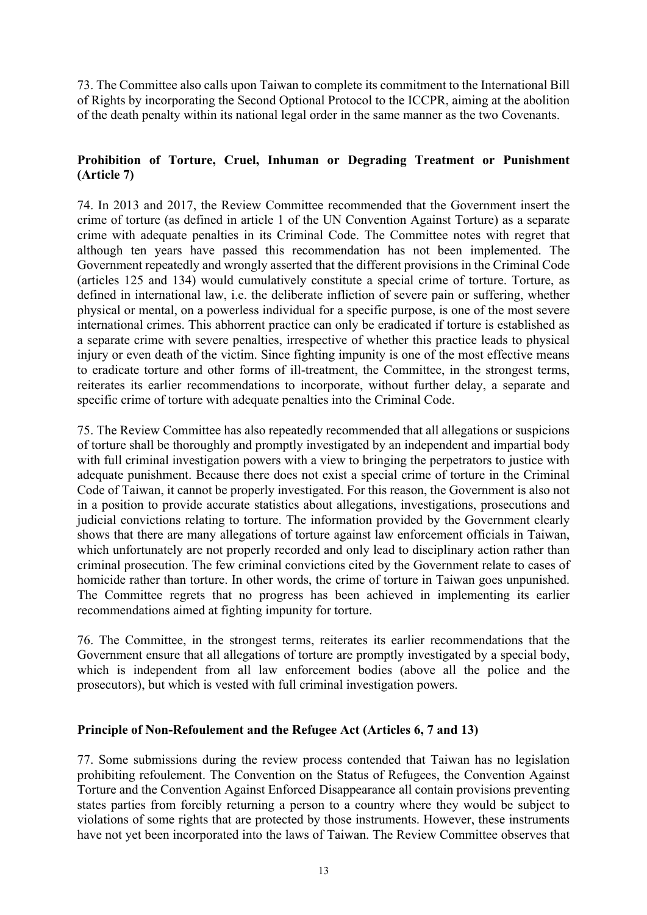73. The Committee also calls upon Taiwan to complete its commitment to the International Bill of Rights by incorporating the Second Optional Protocol to the ICCPR, aiming at the abolition of the death penalty within its national legal order in the same manner as the two Covenants.

**Prohibition of Torture, Cruel, Inhuman or Degrading Treatment or Punishment (Article 7)**

74. In 2013 and 2017, the Review Committee recommended that the Government insert the crime of torture (as defined in article 1 of the UN Convention Against Torture) as a separate crime with adequate penalties in its Criminal Code. The Committee notes with regret that although ten years have passed this recommendation has not been implemented. The Government repeatedly and wrongly asserted that the different provisions in the Criminal Code (articles 125 and 134) would cumulatively constitute a special crime of torture. Torture, as defined in international law, i.e. the deliberate infliction of severe pain or suffering, whether physical or mental, on a powerless individual for a specific purpose, is one of the most severe international crimes. This abhorrent practice can only be eradicated if torture is established as a separate crime with severe penalties, irrespective of whether this practice leads to physical injury or even death of the victim. Since fighting impunity is one of the most effective means to eradicate torture and other forms of ill-treatment, the Committee, in the strongest terms, reiterates its earlier recommendations to incorporate, without further delay, a separate and specific crime of torture with adequate penalties into the Criminal Code.

75. The Review Committee has also repeatedly recommended that all allegations or suspicions of torture shall be thoroughly and promptly investigated by an independent and impartial body with full criminal investigation powers with a view to bringing the perpetrators to justice with adequate punishment. Because there does not exist a special crime of torture in the Criminal Code of Taiwan, it cannot be properly investigated. For this reason, the Government is also not in a position to provide accurate statistics about allegations, investigations, prosecutions and judicial convictions relating to torture. The information provided by the Government clearly shows that there are many allegations of torture against law enforcement officials in Taiwan, which unfortunately are not properly recorded and only lead to disciplinary action rather than criminal prosecution. The few criminal convictions cited by the Government relate to cases of homicide rather than torture. In other words, the crime of torture in Taiwan goes unpunished. The Committee regrets that no progress has been achieved in implementing its earlier recommendations aimed at fighting impunity for torture.

76. The Committee, in the strongest terms, reiterates its earlier recommendations that the Government ensure that all allegations of torture are promptly investigated by a special body, which is independent from all law enforcement bodies (above all the police and the prosecutors), but which is vested with full criminal investigation powers.

**Principle of Non-Refoulement and the Refugee Act (Articles 6, 7 and 13)**

77. Some submissions during the review process contended that Taiwan has no legislation prohibiting refoulement. The Convention on the Status of Refugees, the Convention Against Torture and the Convention Against Enforced Disappearance all contain provisions preventing states parties from forcibly returning a person to a country where they would be subject to violations of some rights that are protected by those instruments. However, these instruments have not yet been incorporated into the laws of Taiwan. The Review Committee observes that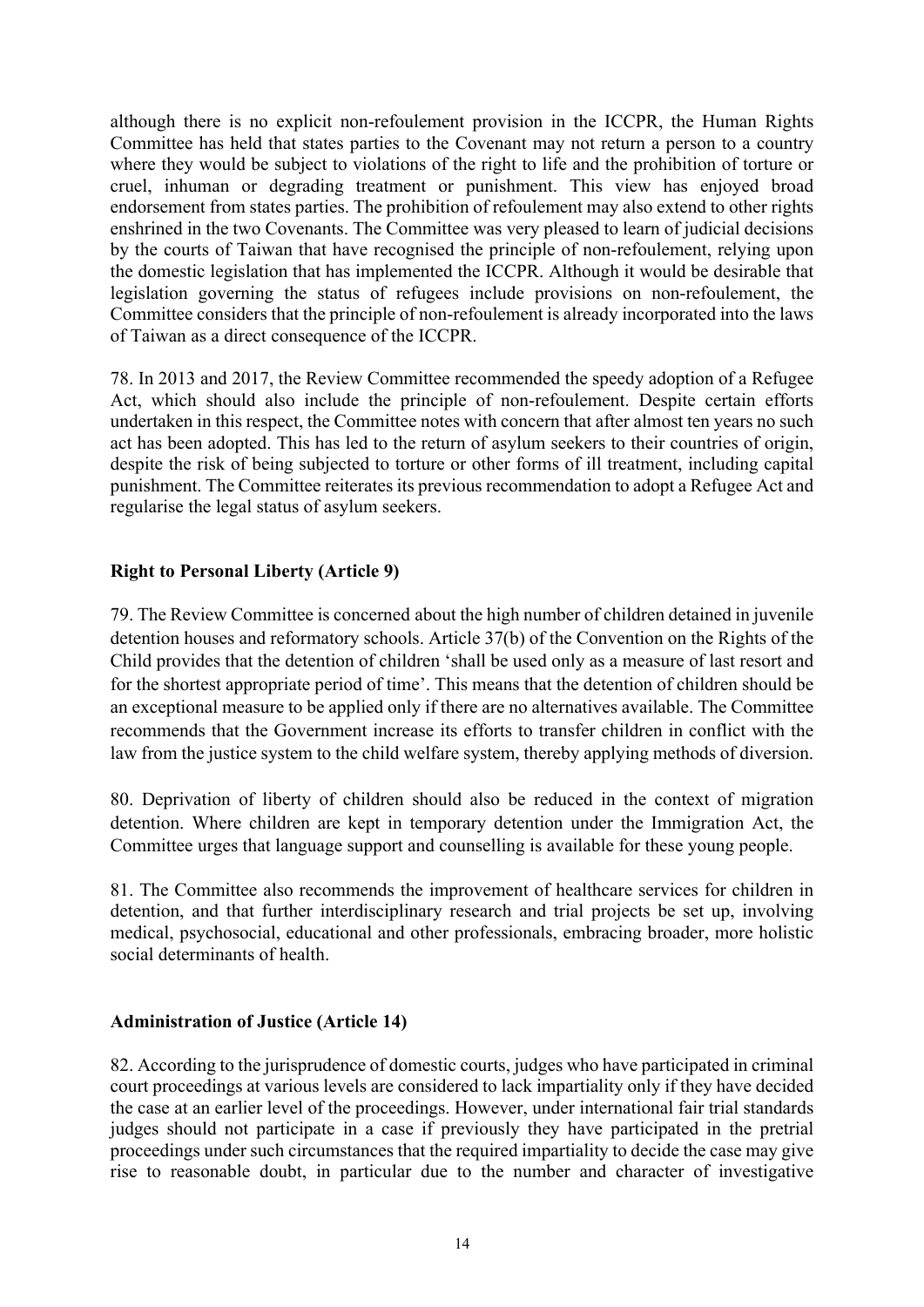although there is no explicit non-refoulement provision in the ICCPR, the Human Rights Committee has held that states parties to the Covenant may not return a person to a country where they would be subject to violations of the right to life and the prohibition of torture or cruel, inhuman or degrading treatment or punishment. This view has enjoyed broad endorsement from states parties. The prohibition of refoulement may also extend to other rights enshrined in the two Covenants. The Committee was very pleased to learn of judicial decisions by the courts of Taiwan that have recognised the principle of non-refoulement, relying upon the domestic legislation that has implemented the ICCPR. Although it would be desirable that legislation governing the status of refugees include provisions on non-refoulement, the Committee considers that the principle of non-refoulement is already incorporated into the laws of Taiwan as a direct consequence of the ICCPR.

78. In 2013 and 2017, the Review Committee recommended the speedy adoption of a Refugee Act, which should also include the principle of non-refoulement. Despite certain efforts undertaken in this respect, the Committee notes with concern that after almost ten years no such act has been adopted. This has led to the return of asylum seekers to their countries of origin, despite the risk of being subjected to torture or other forms of ill treatment, including capital punishment. The Committee reiterates its previous recommendation to adopt a Refugee Act and regularise the legal status of asylum seekers.

**Right to Personal Liberty (Article 9)**

79. The Review Committee is concerned about the high number of children detained in juvenile detention houses and reformatory schools. Article 37(b) of the Convention on the Rights of the Child provides that the detention of children 'shall be used only as a measure of last resort and for the shortest appropriate period of time'. This means that the detention of children should be an exceptional measure to be applied only if there are no alternatives available. The Committee recommends that the Government increase its efforts to transfer children in conflict with the law from the justice system to the child welfare system, thereby applying methods of diversion.

80. Deprivation of liberty of children should also be reduced in the context of migration detention. Where children are kept in temporary detention under the Immigration Act, the Committee urges that language support and counselling is available for these young people.

81. The Committee also recommends the improvement of healthcare services for children in detention, and that further interdisciplinary research and trial projects be set up, involving medical, psychosocial, educational and other professionals, embracing broader, more holistic social determinants of health.

**Administration of Justice (Article 14)**

82. According to the jurisprudence of domestic courts, judges who have participated in criminal court proceedings at various levels are considered to lack impartiality only if they have decided the case at an earlier level of the proceedings. However, under international fair trial standards judges should not participate in a case if previously they have participated in the pretrial proceedings under such circumstances that the required impartiality to decide the case may give rise to reasonable doubt, in particular due to the number and character of investigative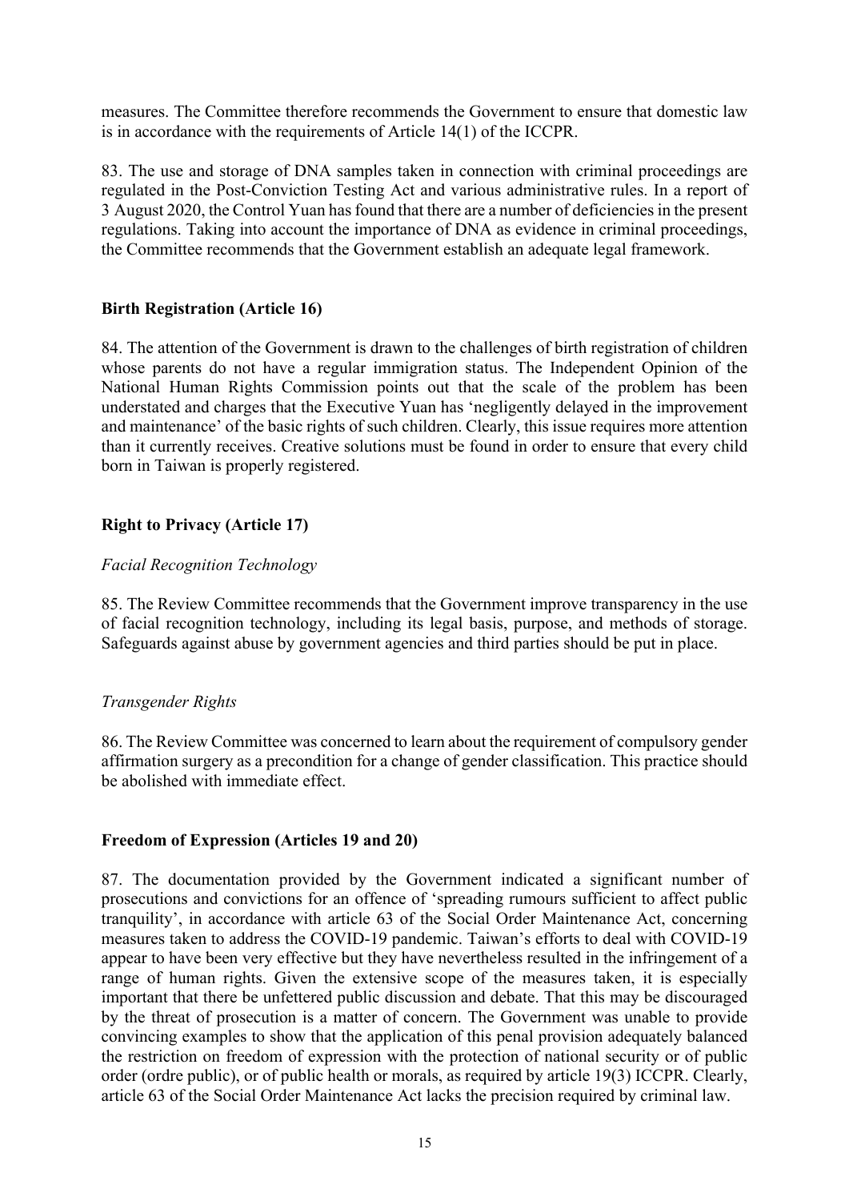measures. The Committee therefore recommends the Government to ensure that domestic law is in accordance with the requirements of Article 14(1) of the ICCPR.

83. The use and storage of DNA samples taken in connection with criminal proceedings are regulated in the Post-Conviction Testing Act and various administrative rules. In a report of 3 August 2020, the Control Yuan has found that there are a number of deficiencies in the present regulations. Taking into account the importance of DNA as evidence in criminal proceedings, the Committee recommends that the Government establish an adequate legal framework.

## Birth Registration (Article 16)

84. The attention of the Government is drawn to the challenges of birth registration of children whose parents do not have a regular immigration status. The Independent Opinion of the National Human Rights Commission points out that the scale of the problem has been understated and charges that the Executive Yuan has 'negligently delayed in the improvement and maintenance' of the basic rights of such children. Clearly, this issue requires more attention than it currently receives. Creative solutions must be found in order to ensure that every child born in Taiwan is properly registered.

## Right to Privacy (Article 17)

### *Facial Recognition Technology*

85. The Review Committee recommends that the Government improve transparency in the use of facial recognition technology, including its legal basis, purpose, and methods of storage. Safeguards against abuse by government agencies and third parties should be put in place.

### *Transgender Rights*

86. The Review Committee was concerned to learn about the requirement of compulsory gender affirmation surgery as a precondition for a change of gender classification. This practice should be abolished with immediate effect.

## Freedom of Expression (Articles 19 and 20)

87. The documentation provided by the Government indicated a significant number of prosecutions and convictions for an offence of 'spreading rumours sufficient to affect public tranquility', in accordance with article 63 of the Social Order Maintenance Act, concerning measures taken to address the COVID-19 pandemic. Taiwan's efforts to deal with COVID-19 appear to have been very effective but they have nevertheless resulted in the infringement of a range of human rights. Given the extensive scope of the measures taken, it is especially important that there be unfettered public discussion and debate. That this may be discouraged by the threat of prosecution is a matter of concern. The Government was unable to provide convincing examples to show that the application of this penal provision adequately balanced the restriction on freedom of expression with the protection of national security or of public order (ordre public), or of public health or morals, as required by article 19(3) ICCPR. Clearly, article 63 of the Social Order Maintenance Act lacks the precision required by criminal law.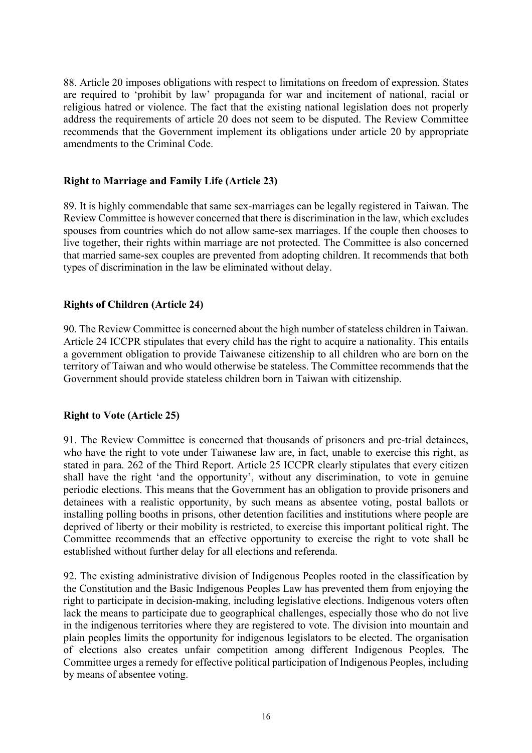88. Article 20 imposes obligations with respect to limitations on freedom of expression. States are required to 'prohibit by law' propaganda for war and incitement of national, racial or religious hatred or violence. The fact that the existing national legislation does not properly address the requirements of article 20 does not seem to be disputed. The Review Committee recommends that the Government implement its obligations under article 20 by appropriate amendments to the Criminal Code.

### Right to Marriage and Family Life (Article 23)

89. It is highly commendable that same sex-marriages can be legally registered in Taiwan. The Review Committee is however concerned that there is discrimination in the law, which excludes spouses from countries which do not allow same-sex marriages. If the couple then chooses to live together, their rights within marriage are not protected. The Committee is also concerned that married same-sex couples are prevented from adopting children. It recommends that both types of discrimination in the law be eliminated without delay.

### Rights of Children (Article 24)

90. The Review Committee is concerned about the high number of stateless children in Taiwan. Article 24 ICCPR stipulates that every child has the right to acquire a nationality. This entails a government obligation to provide Taiwanese citizenship to all children who are born on the territory of Taiwan and who would otherwise be stateless. The Committee recommends that the Government should provide stateless children born in Taiwan with citizenship.

### Right to Vote (Article 25)

91. The Review Committee is concerned that thousands of prisoners and pre-trial detainees, who have the right to vote under Taiwanese law are, in fact, unable to exercise this right, as stated in para. 262 of the Third Report. Article 25 ICCPR clearly stipulates that every citizen shall have the right 'and the opportunity', without any discrimination, to vote in genuine periodic elections. This means that the Government has an obligation to provide prisoners and detainees with a realistic opportunity, by such means as absentee voting, postal ballots or installing polling booths in prisons, other detention facilities and institutions where people are deprived of liberty or their mobility is restricted, to exercise this important political right. The Committee recommends that an effective opportunity to exercise the right to vote shall be established without further delay for all elections and referenda.

92. The existing administrative division of Indigenous Peoples rooted in the classification by the Constitution and the Basic Indigenous Peoples Law has prevented them from enjoying the right to participate in decision-making, including legislative elections. Indigenous voters often lack the means to participate due to geographical challenges, especially those who do not live in the indigenous territories where they are registered to vote. The division into mountain and plain peoples limits the opportunity for indigenous legislators to be elected. The organisation of elections also creates unfair competition among different Indigenous Peoples. The Committee urges a remedy for effective political participation of Indigenous Peoples, including by means of absentee voting.